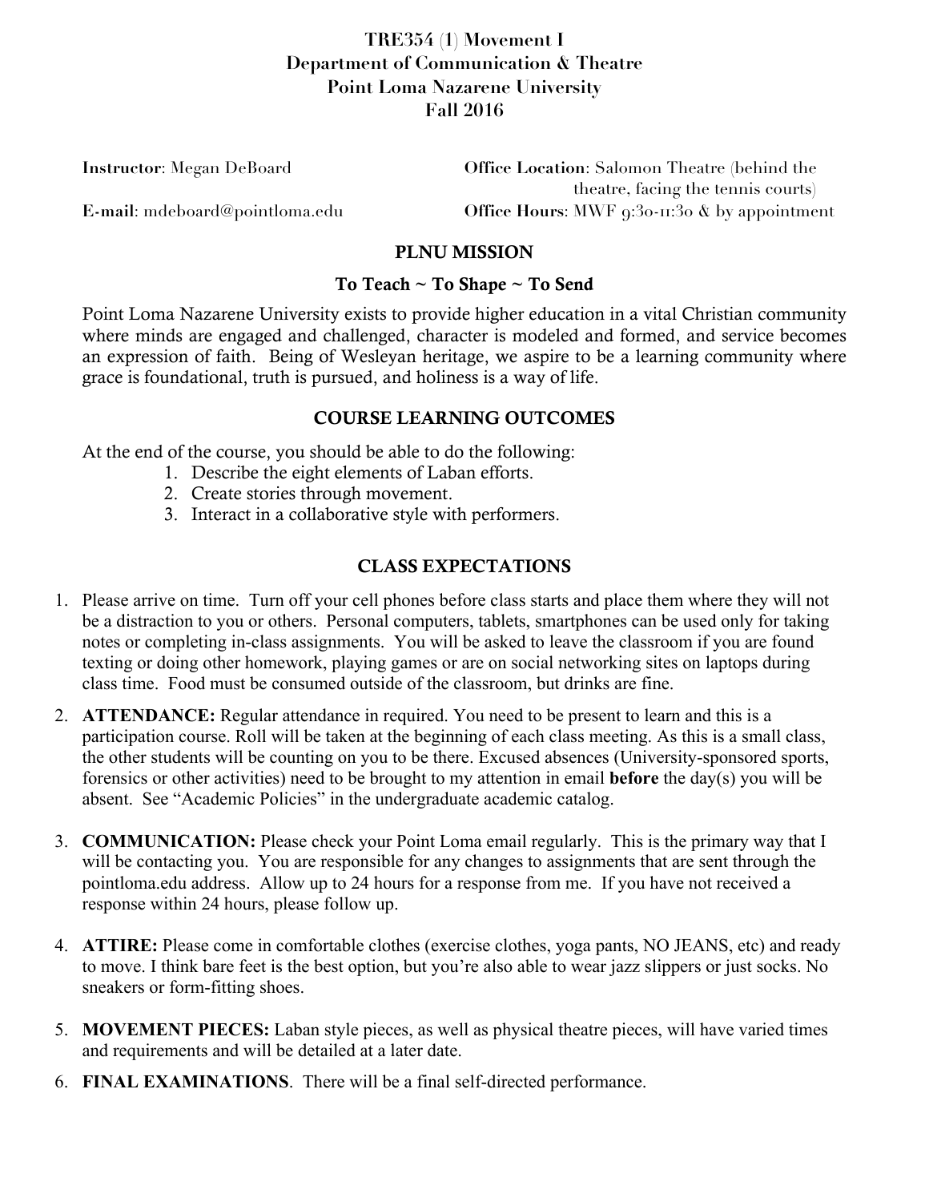# TRE354 (1) Movement I
## Department of Communication & Theatre
## Point Loma Nazarene University
## Fall 2016

**Instructor**: Megan DeBoard

**E-mail**: mdeboard@pointloma.edu

**Office Location**: Salomon Theatre (behind the theatre, facing the tennis courts)

**Office Hours**: MWF 9:30-11:30 & by appointment

## PLNU MISSION

### To Teach ~ To Shape ~ To Send

Point Loma Nazarene University exists to provide higher education in a vital Christian community where minds are engaged and challenged, character is modeled and formed, and service becomes an expression of faith. Being of Wesleyan heritage, we aspire to be a learning community where grace is foundational, truth is pursued, and holiness is a way of life.

## COURSE LEARNING OUTCOMES

At the end of the course, you should be able to do the following:

1. Describe the eight elements of Laban efforts.
2. Create stories through movement.
3. Interact in a collaborative style with performers.

## CLASS EXPECTATIONS

1. Please arrive on time. Turn off your cell phones before class starts and place them where they will not be a distraction to you or others. Personal computers, tablets, smartphones can be used only for taking notes or completing in-class assignments. You will be asked to leave the classroom if you are found texting or doing other homework, playing games or are on social networking sites on laptops during class time. Food must be consumed outside of the classroom, but drinks are fine.
2. **ATTENDANCE:** Regular attendance in required. You need to be present to learn and this is a participation course. Roll will be taken at the beginning of each class meeting. As this is a small class, the other students will be counting on you to be there. Excused absences (University-sponsored sports, forensics or other activities) need to be brought to my attention in email **before** the day(s) you will be absent. See "Academic Policies" in the undergraduate academic catalog.
3. **COMMUNICATION:** Please check your Point Loma email regularly. This is the primary way that I will be contacting you. You are responsible for any changes to assignments that are sent through the pointloma.edu address. Allow up to 24 hours for a response from me. If you have not received a response within 24 hours, please follow up.
4. **ATTIRE:** Please come in comfortable clothes (exercise clothes, yoga pants, NO JEANS, etc) and ready to move. I think bare feet is the best option, but you're also able to wear jazz slippers or just socks. No sneakers or form-fitting shoes.
5. **MOVEMENT PIECES:** Laban style pieces, as well as physical theatre pieces, will have varied times and requirements and will be detailed at a later date.
6. **FINAL EXAMINATIONS**. There will be a final self-directed performance.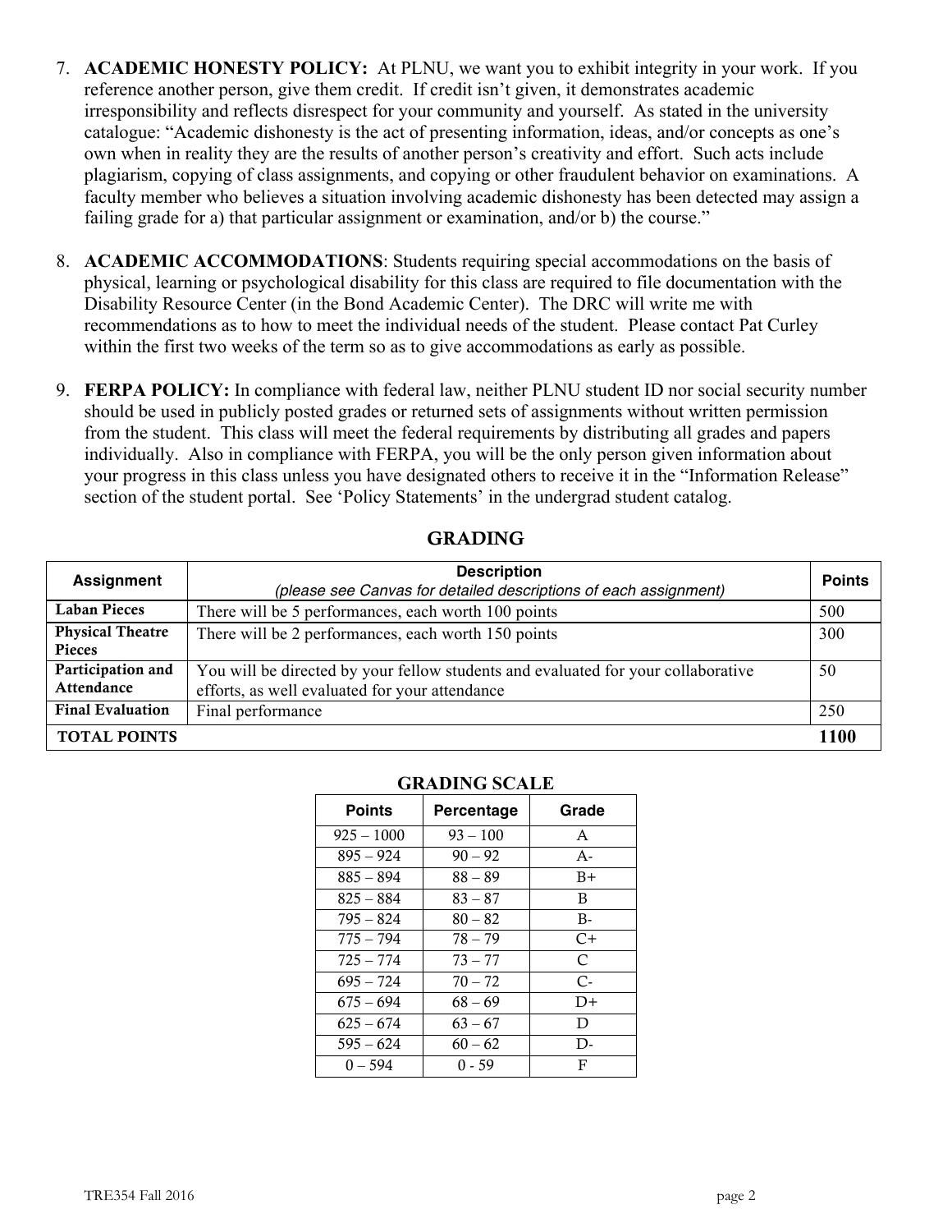7. **ACADEMIC HONESTY POLICY:** At PLNU, we want you to exhibit integrity in your work. If you reference another person, give them credit. If credit isn't given, it demonstrates academic irresponsibility and reflects disrespect for your community and yourself. As stated in the university catalogue: "Academic dishonesty is the act of presenting information, ideas, and/or concepts as one's own when in reality they are the results of another person's creativity and effort. Such acts include plagiarism, copying of class assignments, and copying or other fraudulent behavior on examinations. A faculty member who believes a situation involving academic dishonesty has been detected may assign a failing grade for a) that particular assignment or examination, and/or b) the course."

8. **ACADEMIC ACCOMMODATIONS**: Students requiring special accommodations on the basis of physical, learning or psychological disability for this class are required to file documentation with the Disability Resource Center (in the Bond Academic Center). The DRC will write me with recommendations as to how to meet the individual needs of the student. Please contact Pat Curley within the first two weeks of the term so as to give accommodations as early as possible.

9. **FERPA POLICY:** In compliance with federal law, neither PLNU student ID nor social security number should be used in publicly posted grades or returned sets of assignments without written permission from the student. This class will meet the federal requirements by distributing all grades and papers individually. Also in compliance with FERPA, you will be the only person given information about your progress in this class unless you have designated others to receive it in the "Information Release" section of the student portal. See 'Policy Statements' in the undergrad student catalog.

## GRADING

| Assignment | Description *(please see Canvas for detailed descriptions of each assignment)* | Points |
|---|---|---|
| **Laban Pieces** | There will be 5 performances, each worth 100 points | 500 |
| **Physical Theatre Pieces** | There will be 2 performances, each worth 150 points | 300 |
| **Participation and Attendance** | You will be directed by your fellow students and evaluated for your collaborative efforts, as well evaluated for your attendance | 50 |
| **Final Evaluation** | Final performance | 250 |
| **TOTAL POINTS** | | **1100** |

### GRADING SCALE

| Points | Percentage | Grade |
|---|---|---|
| 925 – 1000 | 93 – 100 | A |
| 895 – 924 | 90 – 92 | A- |
| 885 – 894 | 88 – 89 | B+ |
| 825 – 884 | 83 – 87 | B |
| 795 – 824 | 80 – 82 | B- |
| 775 – 794 | 78 – 79 | C+ |
| 725 – 774 | 73 – 77 | C |
| 695 – 724 | 70 – 72 | C- |
| 675 – 694 | 68 – 69 | D+ |
| 625 – 674 | 63 – 67 | D |
| 595 – 624 | 60 – 62 | D- |
| 0 – 594 | 0 - 59 | F |